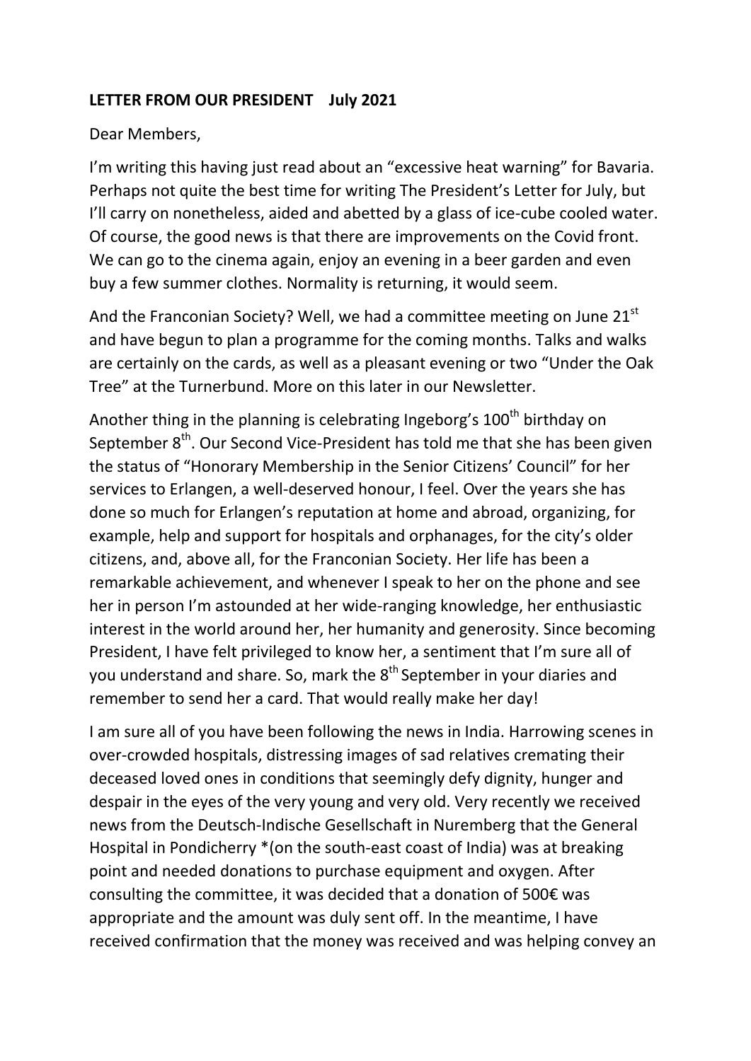**LETTER FROM OUR PRESIDENT July 2021**

Dear Members,

I'm writing this having just read about an "excessive heat warning" for Bavaria. Perhaps not quite the best time for writing The President's Letter for July, but I'll carry on nonetheless, aided and abetted by a glass of ice-cube cooled water. Of course, the good news is that there are improvements on the Covid front. We can go to the cinema again, enjoy an evening in a beer garden and even buy a few summer clothes. Normality is returning, it would seem.

And the Franconian Society? Well, we had a committee meeting on June 21st and have begun to plan a programme for the coming months. Talks and walks are certainly on the cards, as well as a pleasant evening or two "Under the Oak Tree" at the Turnerbund. More on this later in our Newsletter.

Another thing in the planning is celebrating Ingeborg's 100th birthday on September 8th. Our Second Vice-President has told me that she has been given the status of "Honorary Membership in the Senior Citizens' Council" for her services to Erlangen, a well-deserved honour, I feel. Over the years she has done so much for Erlangen's reputation at home and abroad, organizing, for example, help and support for hospitals and orphanages, for the city's older citizens, and, above all, for the Franconian Society. Her life has been a remarkable achievement, and whenever I speak to her on the phone and see her in person I'm astounded at her wide-ranging knowledge, her enthusiastic interest in the world around her, her humanity and generosity. Since becoming President, I have felt privileged to know her, a sentiment that I'm sure all of you understand and share. So, mark the 8th September in your diaries and remember to send her a card. That would really make her day!

I am sure all of you have been following the news in India. Harrowing scenes in over-crowded hospitals, distressing images of sad relatives cremating their deceased loved ones in conditions that seemingly defy dignity, hunger and despair in the eyes of the very young and very old. Very recently we received news from the Deutsch-Indische Gesellschaft in Nuremberg that the General Hospital in Pondicherry *(on the south-east coast of India) was at breaking point and needed donations to purchase equipment and oxygen. After consulting the committee, it was decided that a donation of 500€ was appropriate and the amount was duly sent off. In the meantime, I have received confirmation that the money was received and was helping convey an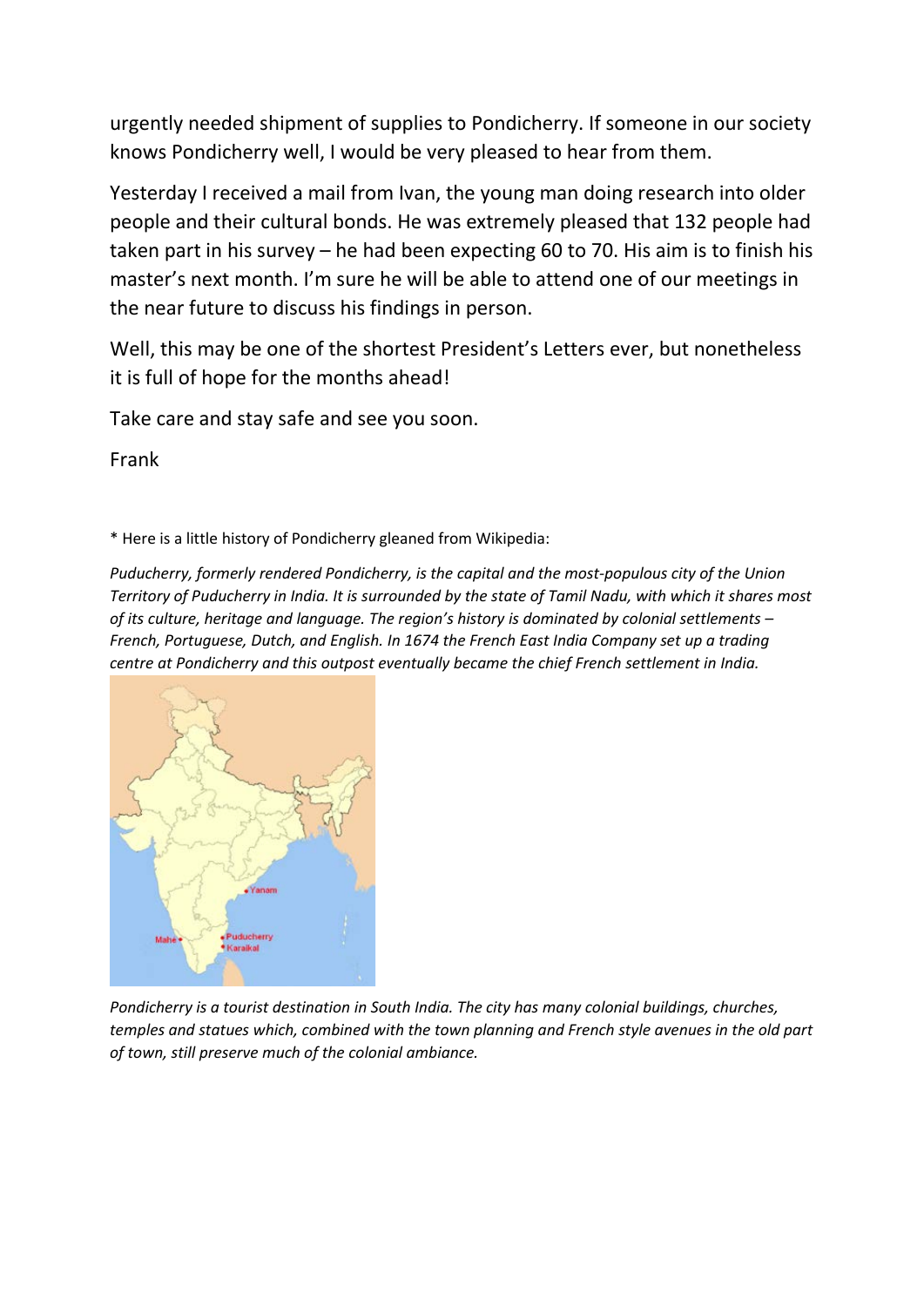urgently needed shipment of supplies to Pondicherry. If someone in our society knows Pondicherry well, I would be very pleased to hear from them.

Yesterday I received a mail from Ivan, the young man doing research into older people and their cultural bonds. He was extremely pleased that 132 people had taken part in his survey – he had been expecting 60 to 70. His aim is to finish his master's next month. I'm sure he will be able to attend one of our meetings in the near future to discuss his findings in person.

Well, this may be one of the shortest President's Letters ever, but nonetheless it is full of hope for the months ahead!

Take care and stay safe and see you soon.

Frank

* Here is a little history of Pondicherry gleaned from Wikipedia:

*Puducherry, formerly rendered Pondicherry, is the capital and the most-populous city of the Union Territory of Puducherry in India. It is surrounded by the state of Tamil Nadu, with which it shares most of its culture, heritage and language. The region's history is dominated by colonial settlements – French, Portuguese, Dutch, and English. In 1674 the French East India Company set up a trading centre at Pondicherry and this outpost eventually became the chief French settlement in India.*

*Pondicherry is a tourist destination in South India. The city has many colonial buildings, churches, temples and statues which, combined with the town planning and French style avenues in the old part of town, still preserve much of the colonial ambiance.*